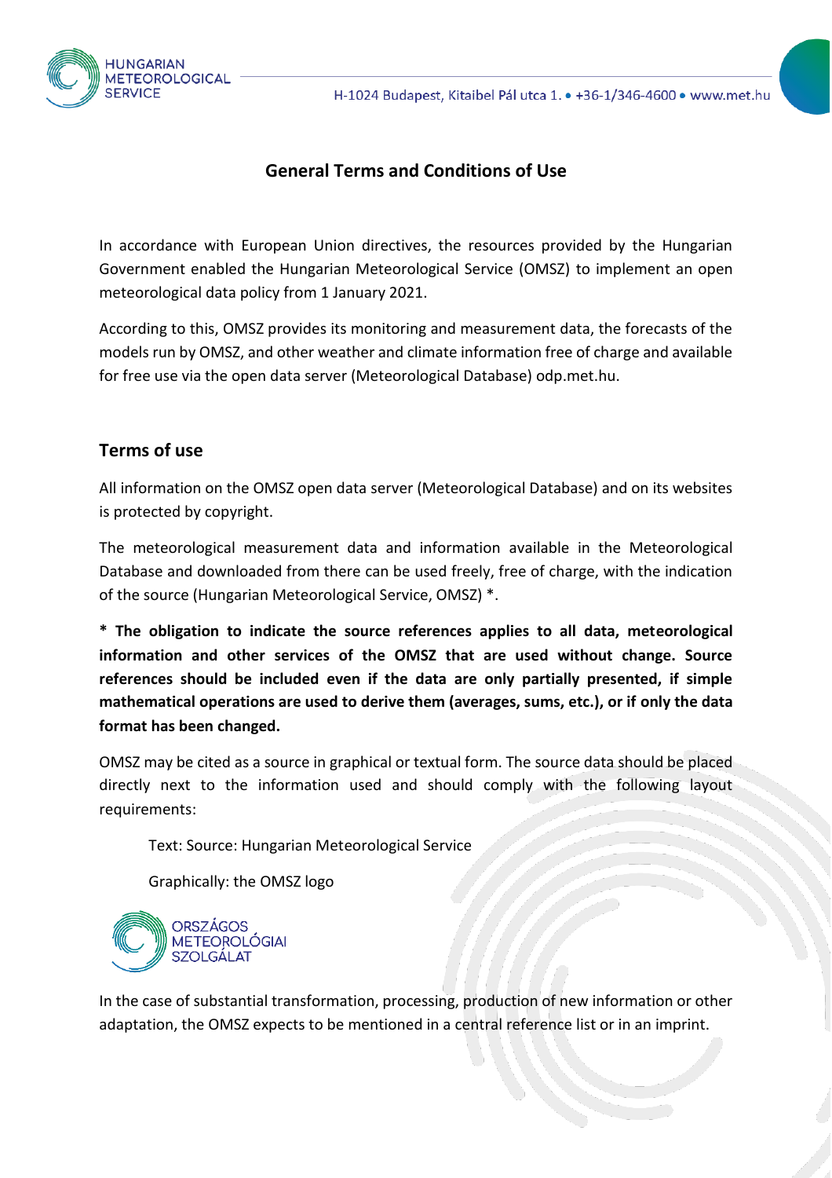# General Terms and Conditions of Use

In accordance with European Union directives, the resources provided by the Hungarian Government enabled the Hungarian Meteorological Service (OMSZ) to implement an open meteorological data policy from 1 January 2021.

According to this, OMSZ provides its monitoring and measurement data, the forecasts of the models run by OMSZ, and other weather and climate information free of charge and available for free use via the open data server (Meteorological Database) odp.met.hu.

## Terms of use

All information on the OMSZ open data server (Meteorological Database) and on its websites is protected by copyright.

The meteorological measurement data and information available in the Meteorological Database and downloaded from there can be used freely, free of charge, with the indication of the source (Hungarian Meteorological Service, OMSZ) *.

**\* The obligation to indicate the source references applies to all data, meteorological information and other services of the OMSZ that are used without change. Source references should be included even if the data are only partially presented, if simple mathematical operations are used to derive them (averages, sums, etc.), or if only the data format has been changed.**

OMSZ may be cited as a source in graphical or textual form. The source data should be placed directly next to the information used and should comply with the following layout requirements:

Text: Source: Hungarian Meteorological Service

Graphically: the OMSZ logo

ORSZÁGOS METEOROLÓGIAI SZOLGÁLAT

In the case of substantial transformation, processing, production of new information or other adaptation, the OMSZ expects to be mentioned in a central reference list or in an imprint.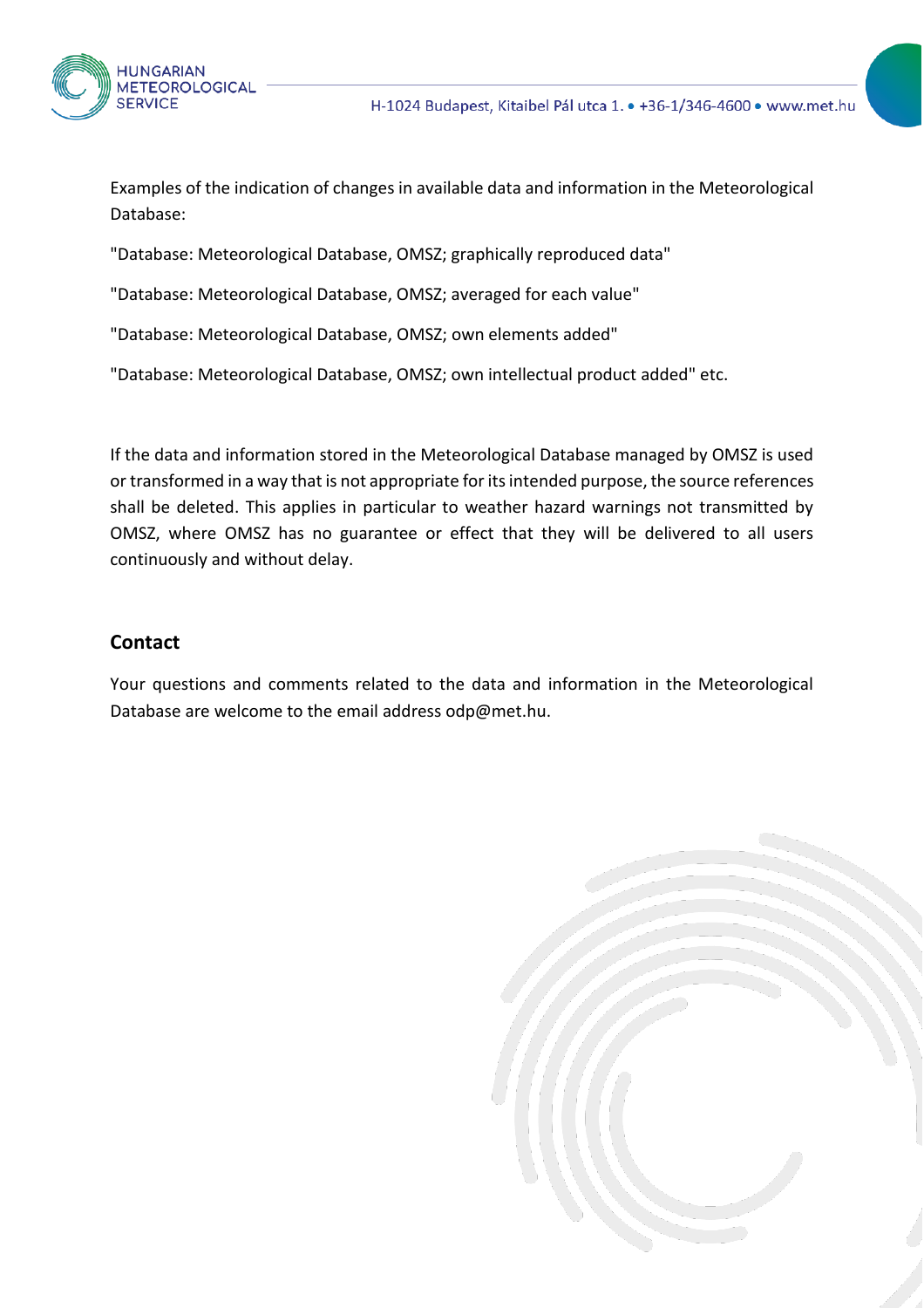Examples of the indication of changes in available data and information in the Meteorological Database:

"Database: Meteorological Database, OMSZ; graphically reproduced data"

"Database: Meteorological Database, OMSZ; averaged for each value"

"Database: Meteorological Database, OMSZ; own elements added"

"Database: Meteorological Database, OMSZ; own intellectual product added" etc.

If the data and information stored in the Meteorological Database managed by OMSZ is used or transformed in a way that is not appropriate for its intended purpose, the source references shall be deleted. This applies in particular to weather hazard warnings not transmitted by OMSZ, where OMSZ has no guarantee or effect that they will be delivered to all users continuously and without delay.

## Contact

Your questions and comments related to the data and information in the Meteorological Database are welcome to the email address odp@met.hu.